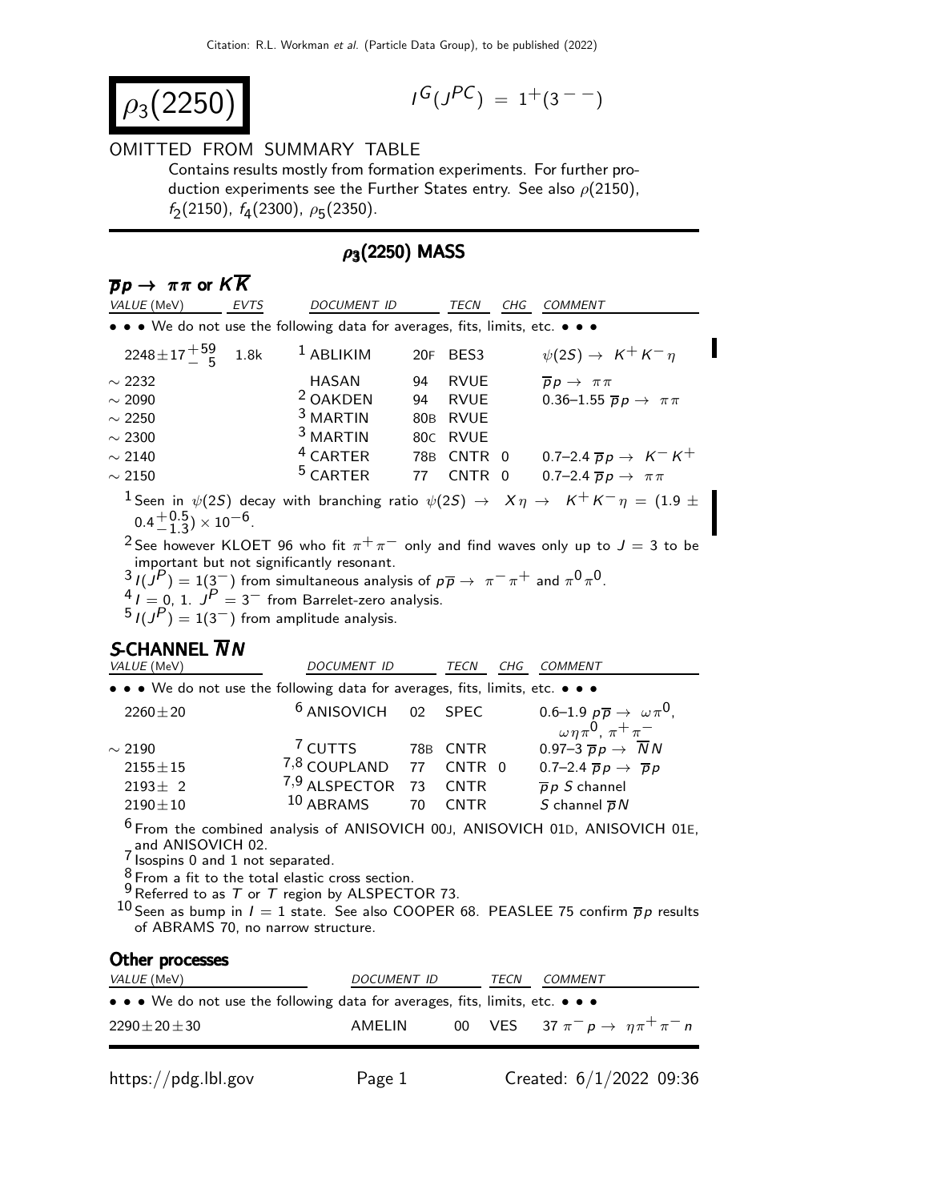# $\rho_3(2250)$

$I^G(J^{PC}) = 1^+(3^{--})$

OMITTED FROM SUMMARY TABLE

Contains results mostly from formation experiments. For further production experiments see the Further States entry. See also $\rho(2150)$, $f_2(2150)$, $f_4(2300)$, $\rho_5(2350)$.

## $\rho_3(2250)$ MASS

### $\overline{p}p \to \pi\pi$ or $K\overline{K}$

| VALUE (MeV) | EVTS | DOCUMENT ID | | TECN | CHG | COMMENT |
|---|---|---|---|---|---|---|
| • • • We do not use the following data for averages, fits, limits, etc. • • • | | | | | | |
| $2248\pm17^{+59}_{-5}$ | 1.8k | [1] ABLIKIM | 20F | BES3 | | $\psi(2S) \to K^+K^-\eta$ |
| $\sim 2232$ | | HASAN | 94 | RVUE | | $\overline{p}p \to \pi\pi$ |
| $\sim 2090$ | | [2] OAKDEN | 94 | RVUE | | 0.36–1.55 $\overline{p}p \to \pi\pi$ |
| $\sim 2250$ | | [3] MARTIN | 80B | RVUE | | |
| $\sim 2300$ | | [3] MARTIN | 80C | RVUE | | |
| $\sim 2140$ | | [4] CARTER | 78B | CNTR | 0 | 0.7–2.4 $\overline{p}p \to K^-K^+$ |
| $\sim 2150$ | | [5] CARTER | 77 | CNTR | 0 | 0.7–2.4 $\overline{p}p \to \pi\pi$ |

[1] Seen in $\psi(2S)$ decay with branching ratio $\psi(2S) \to X\eta \to K^+K^-\eta = (1.9 \pm 0.4^{+0.5}_{-1.3}) \times 10^{-6}$.

[2] See however KLOET 96 who fit $\pi^+\pi^-$ only and find waves only up to $J = 3$ to be important but not significantly resonant.

[3] $I(J^P) = 1(3^-)$ from simultaneous analysis of $p\overline{p} \to \pi^-\pi^+$ and $\pi^0\pi^0$.

[4] $I = 0$, 1. $J^P = 3^-$ from Barrelet-zero analysis.

[5] $I(J^P) = 1(3^-)$ from amplitude analysis.

### S-CHANNEL $\overline{N}N$

| VALUE (MeV) | DOCUMENT ID | | TECN | CHG | COMMENT |
|---|---|---|---|---|---|
| • • • We do not use the following data for averages, fits, limits, etc. • • • | | | | | |
| $2260\pm20$ | [6] ANISOVICH | 02 | SPEC | | 0.6–1.9 $p\overline{p} \to \omega\pi^0$, $\omega\eta\pi^0$, $\pi^+\pi^-$ |
| $\sim 2190$ | [7] CUTTS | 78B | CNTR | | 0.97–3 $\overline{p}p \to \overline{N}N$ |
| $2155\pm15$ | [7,8] COUPLAND | 77 | CNTR | 0 | 0.7–2.4 $\overline{p}p \to \overline{p}p$ |
| $2193\pm\ 2$ | [7,9] ALSPECTOR | 73 | CNTR | | $\overline{p}p$ S channel |
| $2190\pm10$ | [10] ABRAMS | 70 | CNTR | | S channel $\overline{p}N$ |

[6] From the combined analysis of ANISOVICH 00J, ANISOVICH 01D, ANISOVICH 01E, and ANISOVICH 02.

[7] Isospins 0 and 1 not separated.

[8] From a fit to the total elastic cross section.

[9] Referred to as $T$ or $T$ region by ALSPECTOR 73.

[10] Seen as bump in $I = 1$ state. See also COOPER 68. PEASLEE 75 confirm $\overline{p}p$ results of ABRAMS 70, no narrow structure.

### Other processes

| VALUE (MeV) | DOCUMENT ID | | TECN | COMMENT |
|---|---|---|---|---|
| • • • We do not use the following data for averages, fits, limits, etc. • • • | | | | |
| $2290\pm20\pm30$ | AMELIN | 00 | VES | 37 $\pi^-p \to \eta\pi^+\pi^-n$ |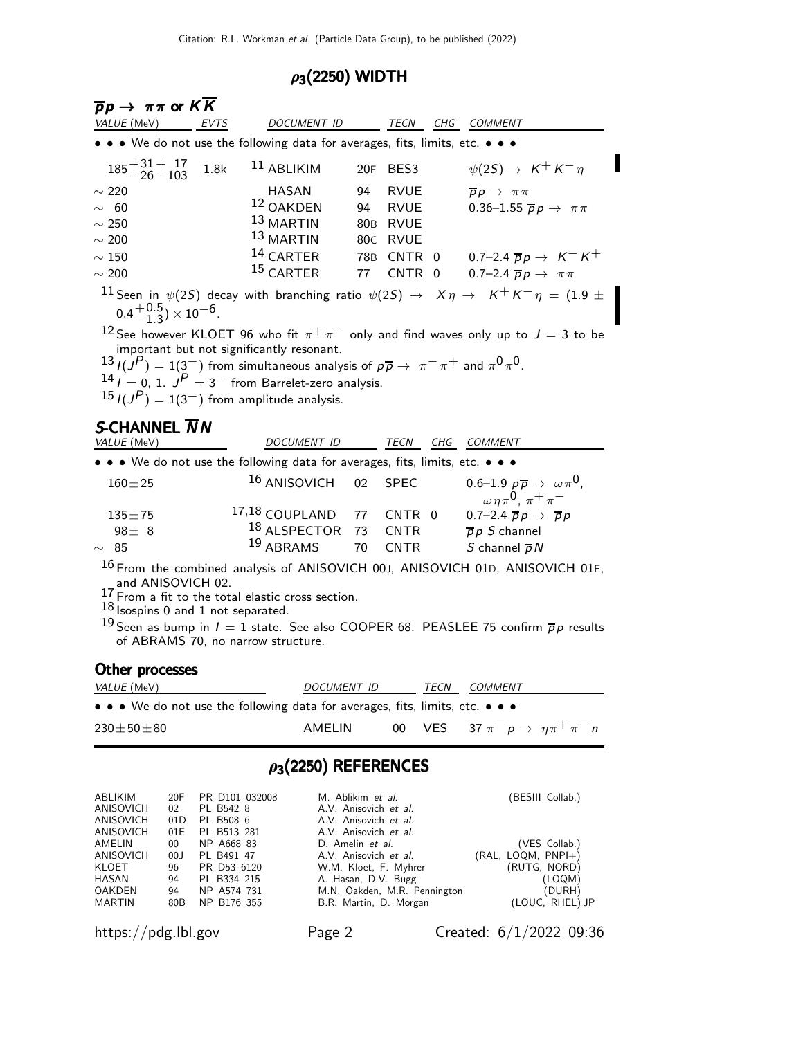## $\rho_3(2250)$ WIDTH

### $\overline{p}p \to \pi\pi$ or $K\overline{K}$

| VALUE (MeV) | EVTS | DOCUMENT ID | | TECN | CHG | COMMENT |
|---|---|---|---|---|---|---|
| • • • We do not use the following data for averages, fits, limits, etc. • • • | | | | | | |
| $185^{+31}_{-26}{}^{+17}_{-103}$ | 1.8k | ABLIKIM [11] | 20F | BES3 | | $\psi(2S) \to K^+K^-\eta$ |
| $\sim 220$ | | HASAN | 94 | RVUE | | $\overline{p}p \to \pi\pi$ |
| $\sim 60$ | | OAKDEN [12] | 94 | RVUE | | 0.36–1.55 $\overline{p}p \to \pi\pi$ |
| $\sim 250$ | | MARTIN [13] | 80B | RVUE | | |
| $\sim 200$ | | MARTIN [13] | 80C | RVUE | | |
| $\sim 150$ | | CARTER [14] | 78B | CNTR | 0 | 0.7–2.4 $\overline{p}p \to K^-K^+$ |
| $\sim 200$ | | CARTER [15] | 77 | CNTR | 0 | 0.7–2.4 $\overline{p}p \to \pi\pi$ |

[11] Seen in $\psi(2S)$ decay with branching ratio $\psi(2S) \to X\eta \to K^+K^-\eta = (1.9 \pm 0.4^{+0.5}_{-1.3}) \times 10^{-6}$.

[12] See however KLOET 96 who fit $\pi^+\pi^-$ only and find waves only up to $J = 3$ to be important but not significantly resonant.

[13] $I(J^P) = 1(3^-)$ from simultaneous analysis of $p\overline{p} \to \pi^-\pi^+$ and $\pi^0\pi^0$.

[14] $I = 0$, 1. $J^P = 3^-$ from Barrelet-zero analysis.

[15] $I(J^P) = 1(3^-)$ from amplitude analysis.

### S-CHANNEL $\overline{N}N$

| VALUE (MeV) | DOCUMENT ID | | TECN | CHG | COMMENT |
|---|---|---|---|---|---|
| • • • We do not use the following data for averages, fits, limits, etc. • • • | | | | | |
| $160 \pm 25$ | ANISOVICH [16] | 02 | SPEC | | 0.6–1.9 $p\overline{p} \to \omega\pi^0$, $\omega\eta\pi^0$, $\pi^+\pi^-$ |
| $135 \pm 75$ | COUPLAND [17,18] | 77 | CNTR | 0 | 0.7–2.4 $\overline{p}p \to \overline{p}p$ |
| $98 \pm 8$ | ALSPECTOR [18] | 73 | CNTR | | $\overline{p}p$ S channel |
| $\sim 85$ | ABRAMS [19] | 70 | CNTR | | S channel $\overline{p}N$ |

[16] From the combined analysis of ANISOVICH 00J, ANISOVICH 01D, ANISOVICH 01E, and ANISOVICH 02.

[17] From a fit to the total elastic cross section.

[18] Isospins 0 and 1 not separated.

[19] Seen as bump in $I = 1$ state. See also COOPER 68. PEASLEE 75 confirm $\overline{p}p$ results of ABRAMS 70, no narrow structure.

### Other processes

| VALUE (MeV) | DOCUMENT ID | | TECN | COMMENT |
|---|---|---|---|---|
| • • • We do not use the following data for averages, fits, limits, etc. • • • | | | | |
| $230 \pm 50 \pm 80$ | AMELIN | 00 | VES | 37 $\pi^-p \to \eta\pi^+\pi^-n$ |

## $\rho_3(2250)$ REFERENCES

| | | | | |
|---|---|---|---|---|
| ABLIKIM | 20F | PR D101 032008 | M. Ablikim *et al.* | (BESIII Collab.) |
| ANISOVICH | 02 | PL B542 8 | A.V. Anisovich *et al.* | |
| ANISOVICH | 01D | PL B508 6 | A.V. Anisovich *et al.* | |
| ANISOVICH | 01E | PL B513 281 | A.V. Anisovich *et al.* | |
| AMELIN | 00 | NP A668 83 | D. Amelin *et al.* | (VES Collab.) |
| ANISOVICH | 00J | PL B491 47 | A.V. Anisovich *et al.* | (RAL, LOQM, PNPI+) |
| KLOET | 96 | PR D53 6120 | W.M. Kloet, F. Myhrer | (RUTG, NORD) |
| HASAN | 94 | PL B334 215 | A. Hasan, D.V. Bugg | (LOQM) |
| OAKDEN | 94 | NP A574 731 | M.N. Oakden, M.R. Pennington | (DURH) |
| MARTIN | 80B | NP B176 355 | B.R. Martin, D. Morgan | (LOUC, RHEL) JP |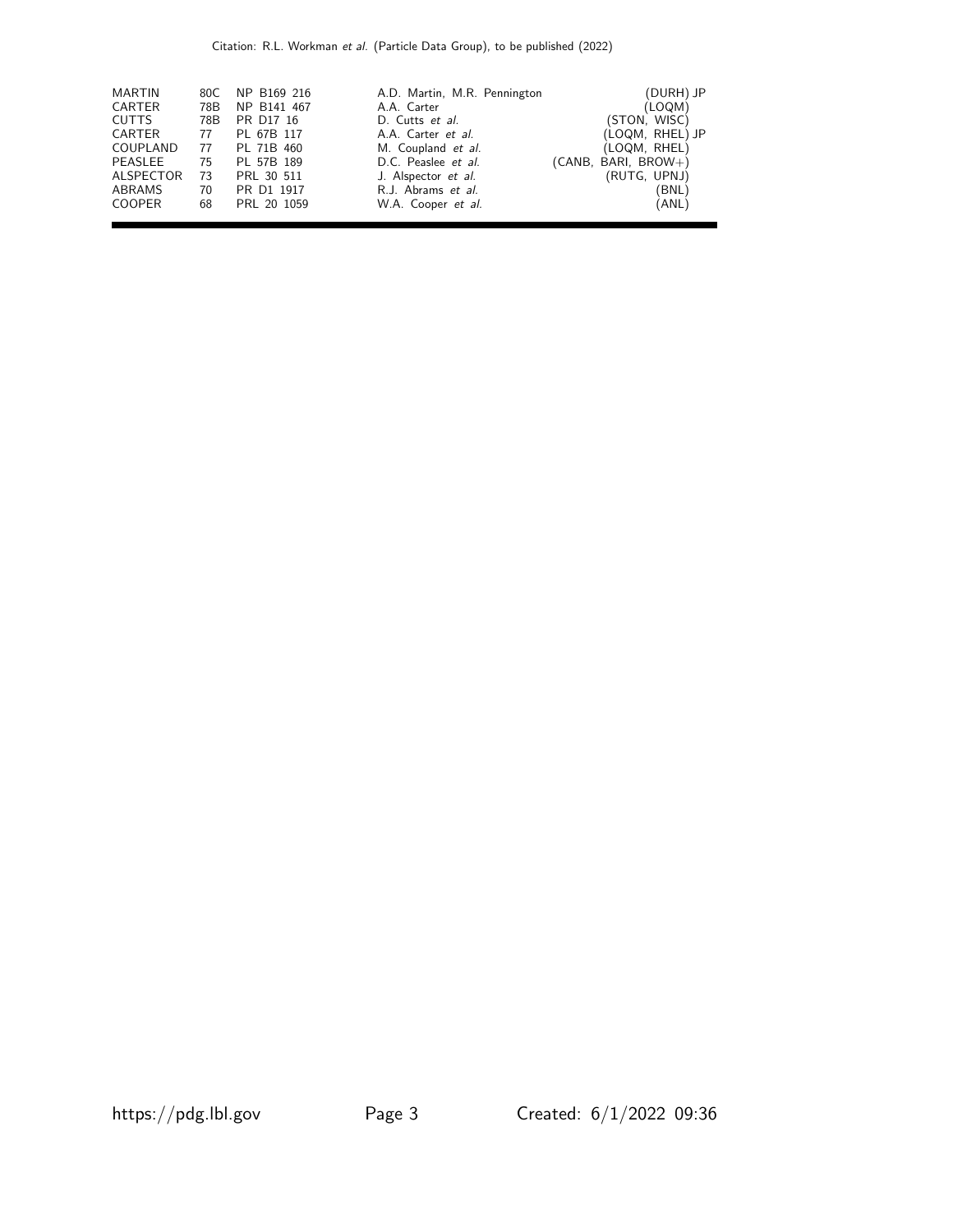| | | | | |
|---|---|---|---|---|
| MARTIN | 80C | NP B169 216 | A.D. Martin, M.R. Pennington | (DURH) JP |
| CARTER | 78B | NP B141 467 | A.A. Carter | (LOQM) |
| CUTTS | 78B | PR D17 16 | D. Cutts *et al.* | (STON, WISC) |
| CARTER | 77 | PL 67B 117 | A.A. Carter *et al.* | (LOQM, RHEL) JP |
| COUPLAND | 77 | PL 71B 460 | M. Coupland *et al.* | (LOQM, RHEL) |
| PEASLEE | 75 | PL 57B 189 | D.C. Peaslee *et al.* | (CANB, BARI, BROW+) |
| ALSPECTOR | 73 | PRL 30 511 | J. Alspector *et al.* | (RUTG, UPNJ) |
| ABRAMS | 70 | PR D1 1917 | R.J. Abrams *et al.* | (BNL) |
| COOPER | 68 | PRL 20 1059 | W.A. Cooper *et al.* | (ANL) |